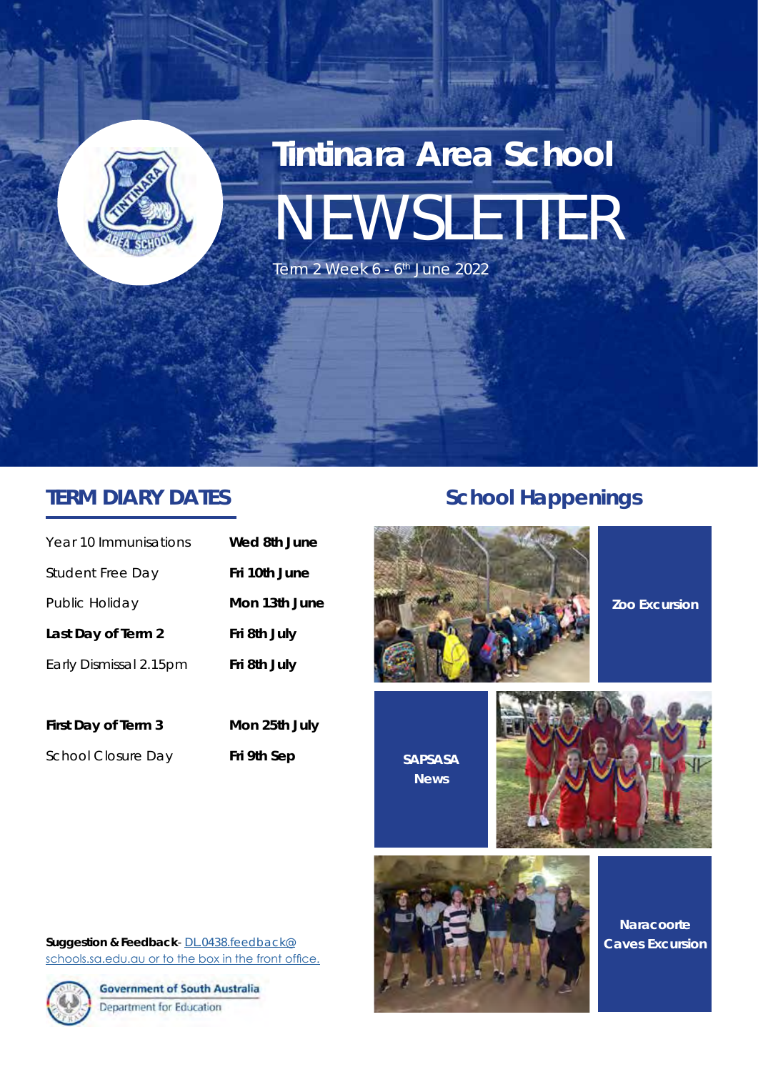# Tintinara Area School

# NEWSLETTER

Term 2 Week 6 - 6th June 2022

## TERM DIARY DATES

| | |
|---|---|
| Year 10 Immunisations | **Wed 8th June** |
| Student Free Day | **Fri 10th June** |
| Public Holiday | **Mon 13th June** |
| **Last Day of Term 2** | **Fri 8th July** |
| Early Dismissal 2.15pm | **Fri 8th July** |
| | |
| **First Day of Term 3** | **Mon 25th July** |
| School Closure Day | **Fri 9th Sep** |

**Suggestion & Feedback**- DL.0438.feedback@schools.sa.edu.au or to the box in the front office.

Government of South Australia
Department for Education

## School Happenings

**Zoo Excursion**

**SAPSASA News**

**Naracoorte Caves Excursion**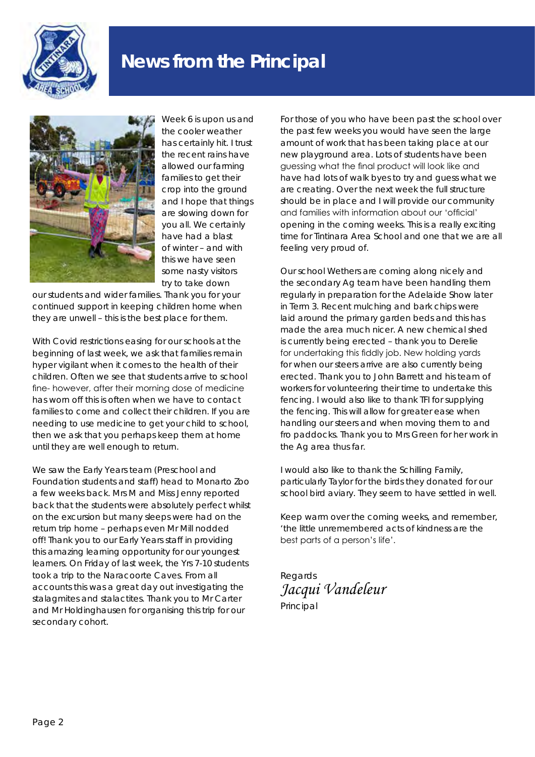# News from the Principal

Week 6 is upon us and the cooler weather has certainly hit. I trust the recent rains have allowed our farming families to get their crop into the ground and I hope that things are slowing down for you all. We certainly have had a blast of winter – and with this we have seen some nasty visitors try to take down our students and wider families. Thank you for your continued support in keeping children home when they are unwell – this is the best place for them.

With Covid restrictions easing for our schools at the beginning of last week, we ask that families remain hyper vigilant when it comes to the health of their children. Often we see that students arrive to school fine- however, after their morning dose of medicine has worn off this is often when we have to contact families to come and collect their children. If you are needing to use medicine to get your child to school, then we ask that you perhaps keep them at home until they are well enough to return.

We saw the Early Years team (Preschool and Foundation students and staff) head to Monarto Zoo a few weeks back. Mrs M and Miss Jenny reported back that the students were absolutely perfect whilst on the excursion but many sleeps were had on the return trip home – perhaps even Mr Mill nodded off! Thank you to our Early Years staff in providing this amazing learning opportunity for our youngest learners. On Friday of last week, the Yrs 7-10 students took a trip to the Naracoorte Caves. From all accounts this was a great day out investigating the stalagmites and stalactites. Thank you to Mr Carter and Mr Holdinghausen for organising this trip for our secondary cohort.

For those of you who have been past the school over the past few weeks you would have seen the large amount of work that has been taking place at our new playground area. Lots of students have been guessing what the final product will look like and have had lots of walk byes to try and guess what we are creating. Over the next week the full structure should be in place and I will provide our community and families with information about our 'official' opening in the coming weeks. This is a really exciting time for Tintinara Area School and one that we are all feeling very proud of.

Our school Wethers are coming along nicely and the secondary Ag team have been handling them regularly in preparation for the Adelaide Show later in Term 3. Recent mulching and bark chips were laid around the primary garden beds and this has made the area much nicer. A new chemical shed is currently being erected – thank you to Derelie for undertaking this fiddly job. New holding yards for when our steers arrive are also currently being erected. Thank you to John Barrett and his team of workers for volunteering their time to undertake this fencing. I would also like to thank TFI for supplying the fencing. This will allow for greater ease when handling our steers and when moving them to and fro paddocks. Thank you to Mrs Green for her work in the Ag area thus far.

I would also like to thank the Schilling Family, particularly Taylor for the birds they donated for our school bird aviary. They seem to have settled in well.

Keep warm over the coming weeks, and remember, 'the little unremembered acts of kindness are the best parts of a person's life'.

Regards

*Jacqui Vandeleur*

Principal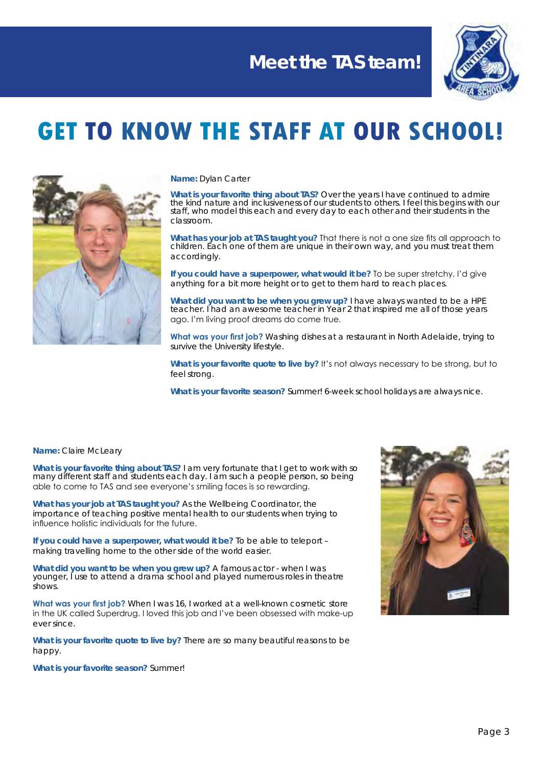# Meet the TAS team!

## GET TO KNOW THE STAFF AT OUR SCHOOL!

**Name:** Dylan Carter

**What is your favorite thing about TAS?** Over the years I have continued to admire the kind nature and inclusiveness of our students to others. I feel this begins with our staff, who model this each and every day to each other and their students in the classroom.

**What has your job at TAS taught you?** That there is not a one size fits all approach to children. Each one of them are unique in their own way, and you must treat them accordingly.

**If you could have a superpower, what would it be?** To be super stretchy, I'd give anything for a bit more height or to get to them hard to reach places.

**What did you want to be when you grew up?** I have always wanted to be a HPE teacher. I had an awesome teacher in Year 2 that inspired me all of those years ago. I'm living proof dreams do come true.

**What was your first job?** Washing dishes at a restaurant in North Adelaide, trying to survive the University lifestyle.

**What is your favorite quote to live by?** It's not always necessary to be strong, but to feel strong.

**What is your favorite season?** Summer! 6-week school holidays are always nice.

**Name:** Claire McLeary

**What is your favorite thing about TAS?** I am very fortunate that I get to work with so many different staff and students each day. I am such a people person, so being able to come to TAS and see everyone's smiling faces is so rewarding.

**What has your job at TAS taught you?** As the Wellbeing Coordinator, the importance of teaching positive mental health to our students when trying to influence holistic individuals for the future.

**If you could have a superpower, what would it be?** To be able to teleport – making travelling home to the other side of the world easier.

**What did you want to be when you grew up?** A famous actor - when I was younger, I use to attend a drama school and played numerous roles in theatre shows.

**What was your first job?** When I was 16, I worked at a well-known cosmetic store in the UK called Superdrug. I loved this job and I've been obsessed with make-up ever since.

**What is your favorite quote to live by?** There are so many beautiful reasons to be happy.

**What is your favorite season?** Summer!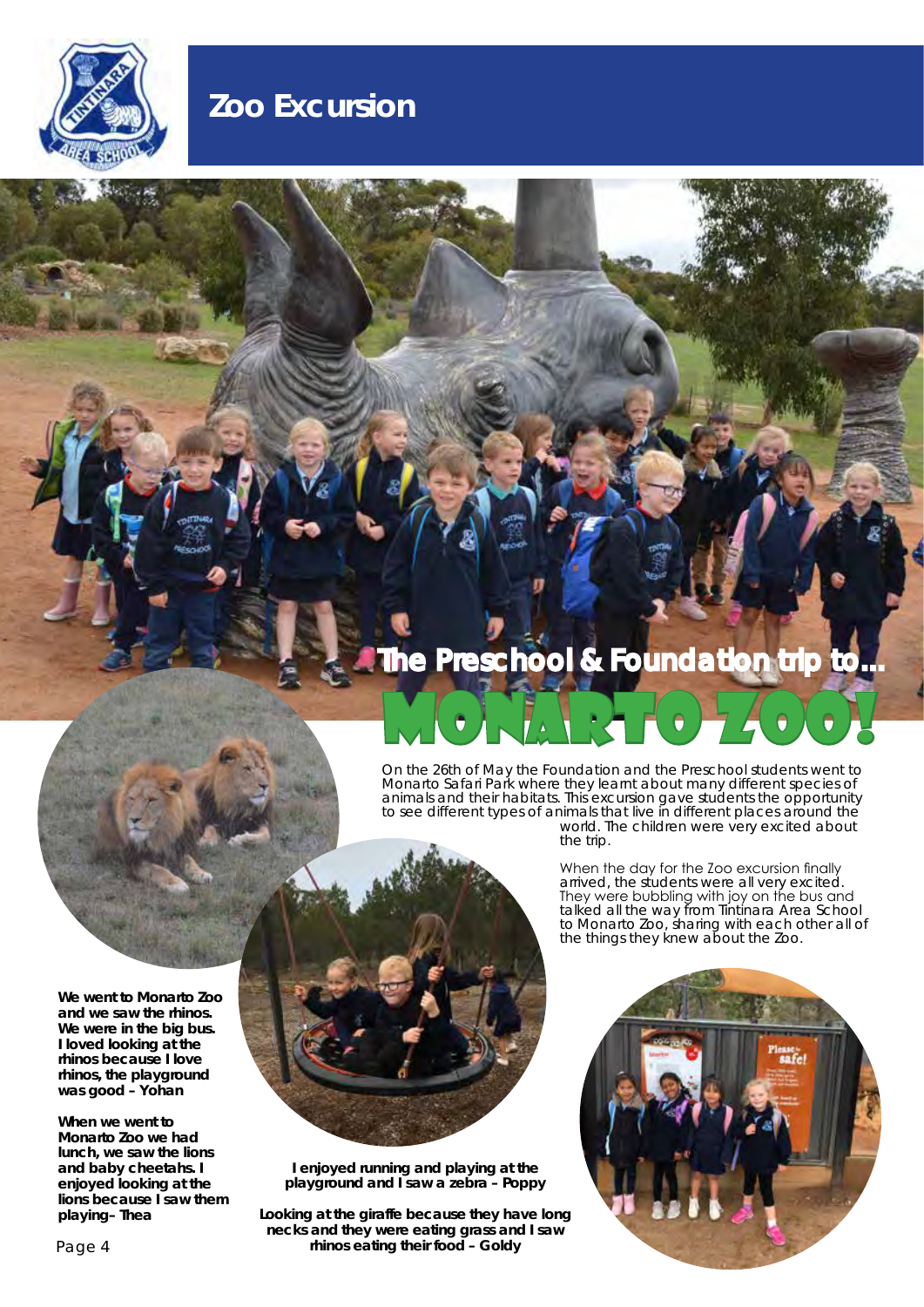# Zoo Excursion

## The Preschool & Foundation trip to...

# MONARTO ZOO!

On the 26th of May the Foundation and the Preschool students went to Monarto Safari Park where they learnt about many different species of animals and their habitats. This excursion gave students the opportunity to see different types of animals that live in different places around the world. The children were very excited about the trip.

When the day for the Zoo excursion finally arrived, the students were all very excited. They were bubbling with joy on the bus and talked all the way from Tintinara Area School to Monarto Zoo, sharing with each other all of the things they knew about the Zoo.

**We went to Monarto Zoo and we saw the rhinos. We were in the big bus. I loved looking at the rhinos because I love rhinos, the playground was good – Yohan**

**When we went to Monarto Zoo we had lunch, we saw the lions and baby cheetahs. I enjoyed looking at the lions because I saw them playing– Thea**

**I enjoyed running and playing at the playground and I saw a zebra – Poppy**

**Looking at the giraffe because they have long necks and they were eating grass and I saw rhinos eating their food – Goldy**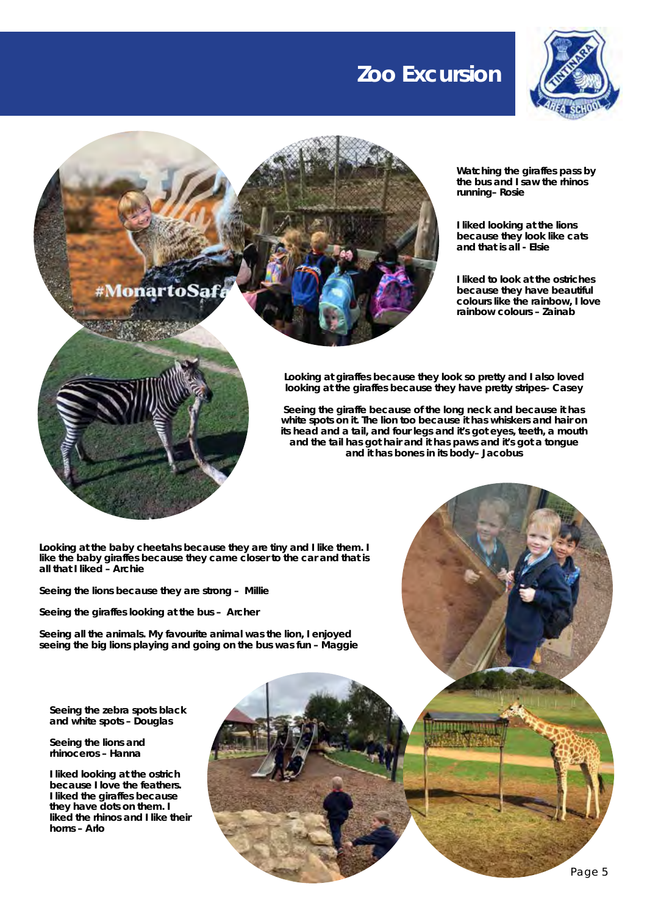# Zoo Excursion

Watching the giraffes pass by the bus and I saw the rhinos running– Rosie

I liked looking at the lions because they look like cats and that is all - Elsie

I liked to look at the ostriches because they have beautiful colours like the rainbow, I love rainbow colours – Zainab

Looking at giraffes because they look so pretty and I also loved looking at the giraffes because they have pretty stripes– Casey

Seeing the giraffe because of the long neck and because it has white spots on it. The lion too because it has whiskers and hair on its head and a tail, and four legs and it's got eyes, teeth, a mouth and the tail has got hair and it has paws and it's got a tongue and it has bones in its body– Jacobus

Looking at the baby cheetahs because they are tiny and I like them. I like the baby giraffes because they came closer to the car and that is all that I liked – Archie

Seeing the lions because they are strong – Millie

Seeing the giraffes looking at the bus – Archer

Seeing all the animals. My favourite animal was the lion, I enjoyed seeing the big lions playing and going on the bus was fun – Maggie

Seeing the zebra spots black and white spots – Douglas

Seeing the lions and rhinoceros – Hanna

I liked looking at the ostrich because I love the feathers. I liked the giraffes because they have dots on them. I liked the rhinos and I like their horns – Arlo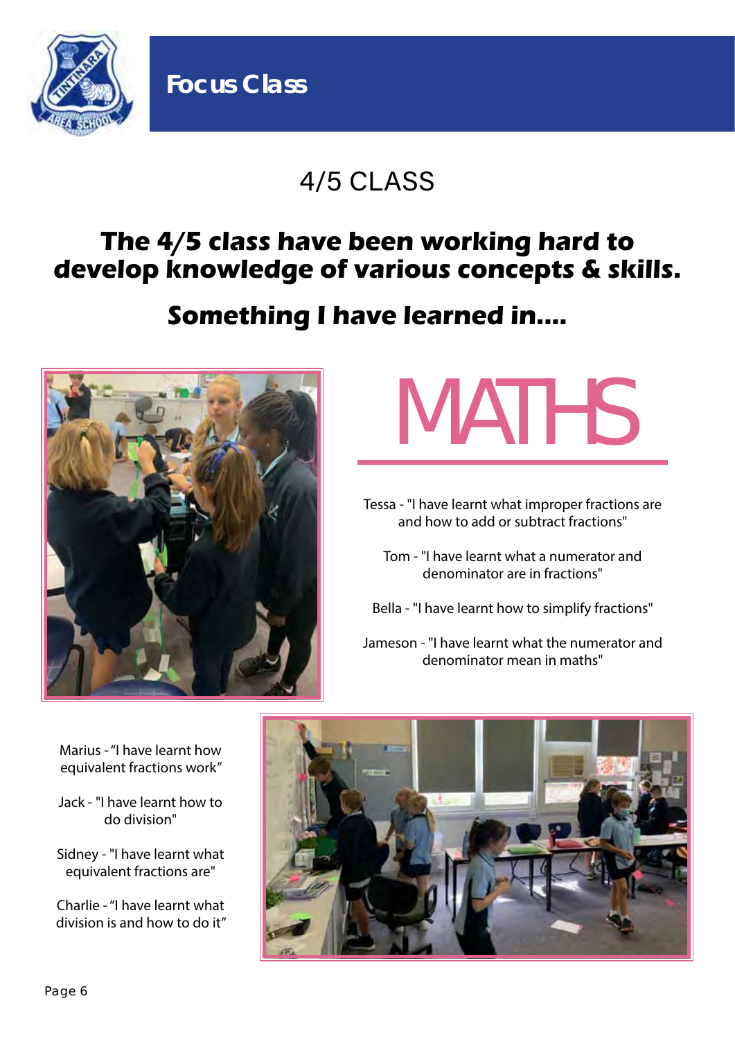# Focus Class

## 4/5 CLASS

**The 4/5 class have been working hard to develop knowledge of various concepts & skills.**

**Something I have learned in....**

## MATHS

Tessa - "I have learnt what improper fractions are and how to add or subtract fractions"

Tom - "I have learnt what a numerator and denominator are in fractions"

Bella - "I have learnt how to simplify fractions"

Jameson - "I have learnt what the numerator and denominator mean in maths"

Marius - "I have learnt how equivalent fractions work"

Jack - "I have learnt how to do division"

Sidney - "I have learnt what equivalent fractions are"

Charlie - "I have learnt what division is and how to do it"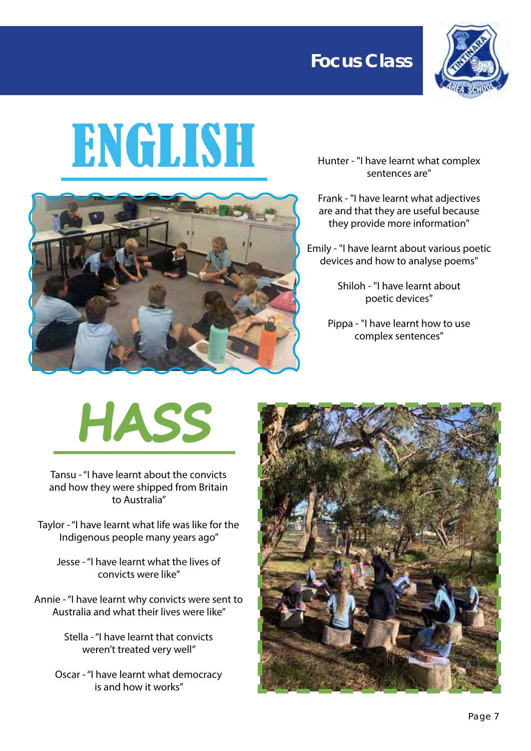# Focus Class

## ENGLISH

Hunter - "I have learnt what complex sentences are"

Frank - "I have learnt what adjectives are and that they are useful because they provide more information"

Emily - "I have learnt about various poetic devices and how to analyse poems"

Shiloh - "I have learnt about poetic devices"

Pippa - "I have learnt how to use complex sentences"

## HASS

Tansu - "I have learnt about the convicts and how they were shipped from Britain to Australia"

Taylor - "I have learnt what life was like for the Indigenous people many years ago"

Jesse - "I have learnt what the lives of convicts were like"

Annie - "I have learnt why convicts were sent to Australia and what their lives were like"

Stella - "I have learnt that convicts weren't treated very well"

Oscar - "I have learnt what democracy is and how it works"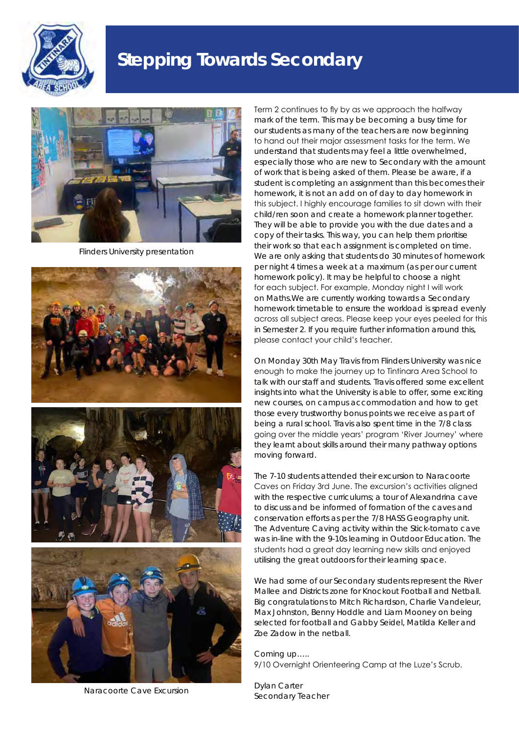# Stepping Towards Secondary

Flinders University presentation

Naracoorte Cave Excursion

Term 2 continues to fly by as we approach the halfway mark of the term. This may be becoming a busy time for our students as many of the teachers are now beginning to hand out their major assessment tasks for the term. We understand that students may feel a little overwhelmed, especially those who are new to Secondary with the amount of work that is being asked of them. Please be aware, if a student is completing an assignment than this becomes their homework, it is not an add on of day to day homework in this subject. I highly encourage families to sit down with their child/ren soon and create a homework planner together. They will be able to provide you with the due dates and a copy of their tasks. This way, you can help them prioritise their work so that each assignment is completed on time. We are only asking that students do 30 minutes of homework per night 4 times a week at a maximum (as per our current homework policy). It may be helpful to choose a night for each subject. For example, Monday night I will work on Maths.We are currently working towards a Secondary homework timetable to ensure the workload is spread evenly across all subject areas. Please keep your eyes peeled for this in Semester 2. If you require further information around this, please contact your child's teacher.

On Monday 30th May Travis from Flinders University was nice enough to make the journey up to Tintinara Area School to talk with our staff and students. Travis offered some excellent insights into what the University is able to offer, some exciting new courses, on campus accommodation and how to get those every trustworthy bonus points we receive as part of being a rural school. Travis also spent time in the 7/8 class going over the middle years' program 'River Journey' where they learnt about skills around their many pathway options moving forward.

The 7-10 students attended their excursion to Naracoorte Caves on Friday 3rd June. The excursion's activities aligned with the respective curriculums; a tour of Alexandrina cave to discuss and be informed of formation of the caves and conservation efforts as per the 7/8 HASS Geography unit. The Adventure Caving activity within the Stick-tomato cave was in-line with the 9-10s learning in Outdoor Education. The students had a great day learning new skills and enjoyed utilising the great outdoors for their learning space.

We had some of our Secondary students represent the River Mallee and Districts zone for Knockout Football and Netball. Big congratulations to Mitch Richardson, Charlie Vandeleur, Max Johnston, Benny Hoddle and Liam Mooney on being selected for football and Gabby Seidel, Matilda Keller and Zoe Zadow in the netball.

Coming up.....
9/10 Overnight Orienteering Camp at the Luze's Scrub.

Dylan Carter
Secondary Teacher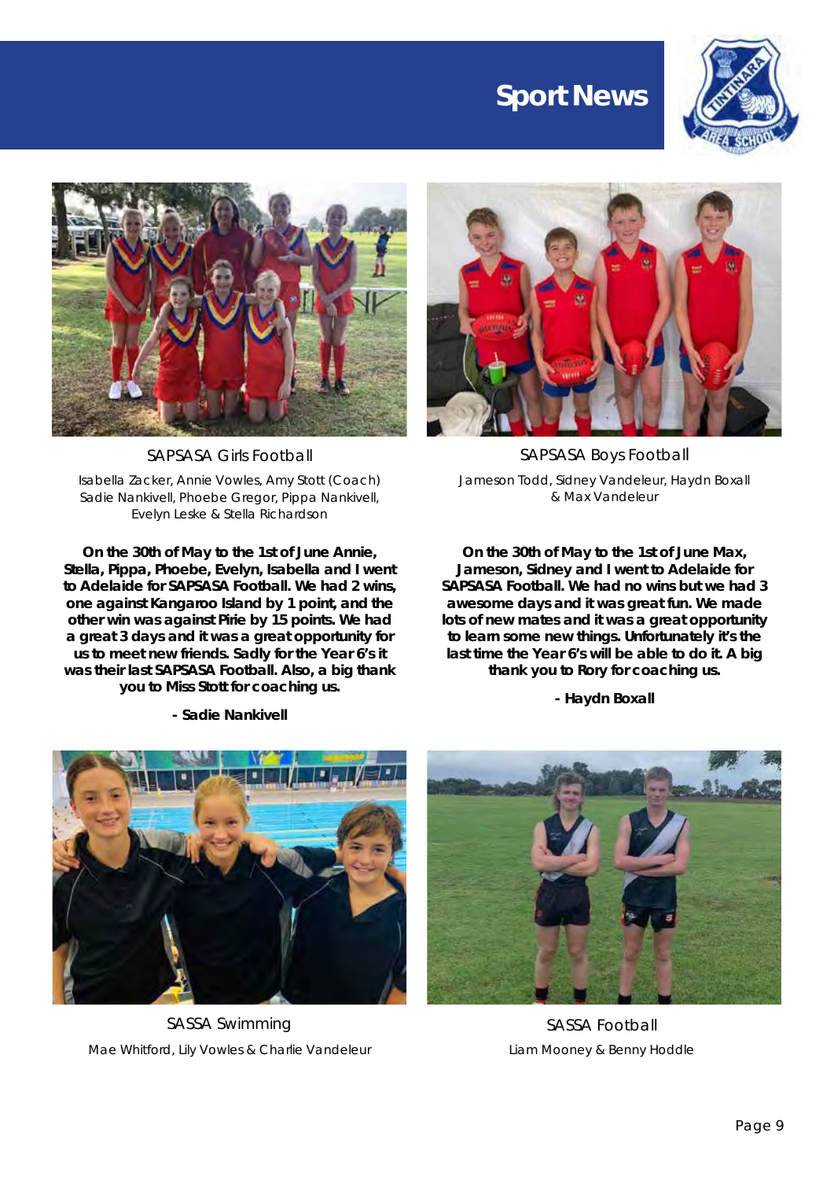# Sport News

SAPSASA Girls Football

Isabella Zacker, Annie Vowles, Amy Stott (Coach) Sadie Nankivell, Phoebe Gregor, Pippa Nankivell, Evelyn Leske & Stella Richardson

**On the 30th of May to the 1st of June Annie, Stella, Pippa, Phoebe, Evelyn, Isabella and I went to Adelaide for SAPSASA Football. We had 2 wins, one against Kangaroo Island by 1 point, and the other win was against Pirie by 15 points. We had a great 3 days and it was a great opportunity for us to meet new friends. Sadly for the Year 6's it was their last SAPSASA Football. Also, a big thank you to Miss Stott for coaching us.**

**- Sadie Nankivell**

SAPSASA Boys Football

Jameson Todd, Sidney Vandeleur, Haydn Boxall & Max Vandeleur

**On the 30th of May to the 1st of June Max, Jameson, Sidney and I went to Adelaide for SAPSASA Football. We had no wins but we had 3 awesome days and it was great fun. We made lots of new mates and it was a great opportunity to learn some new things. Unfortunately it's the last time the Year 6's will be able to do it. A big thank you to Rory for coaching us.**

**- Haydn Boxall**

SASSA Swimming

Mae Whitford, Lily Vowles & Charlie Vandeleur

SASSA Football

Liam Mooney & Benny Hoddle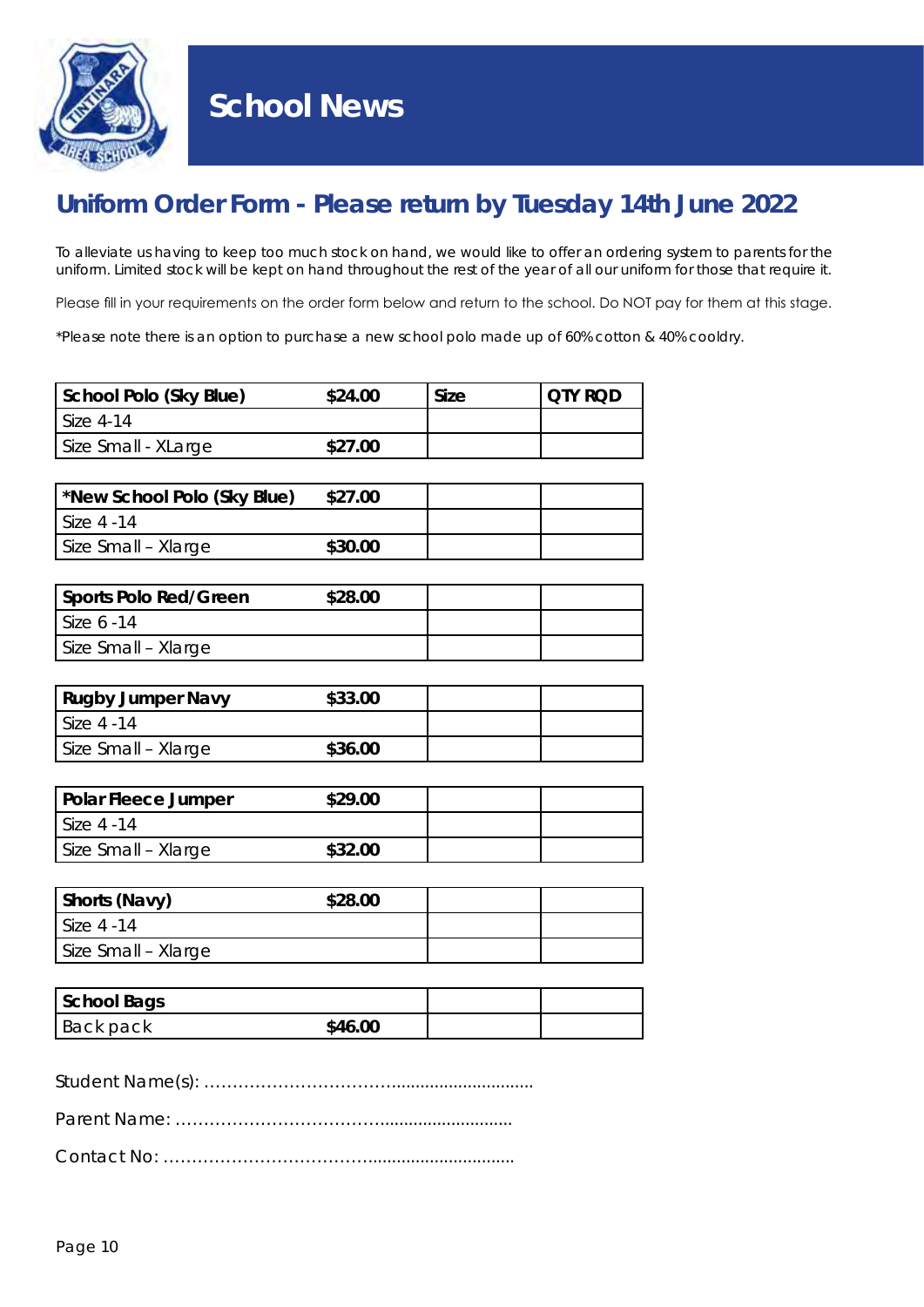# School News

## Uniform Order Form - Please return by Tuesday 14th June 2022

To alleviate us having to keep too much stock on hand, we would like to offer an ordering system to parents for the uniform. Limited stock will be kept on hand throughout the rest of the year of all our uniform for those that require it.

Please fill in your requirements on the order form below and return to the school. Do NOT pay for them at this stage.

*Please note there is an option to purchase a new school polo made up of 60% cotton & 40% cooldry.

| School Polo (Sky Blue) | $24.00 | Size | QTY RQD |
|---|---|---|---|
| Size 4-14 | | | |
| Size Small - XLarge | $27.00 | | |

| *New School Polo (Sky Blue) | $27.00 | | |
|---|---|---|---|
| Size 4 -14 | | | |
| Size Small – Xlarge | $30.00 | | |

| Sports Polo Red/Green | $28.00 | | |
|---|---|---|---|
| Size 6 -14 | | | |
| Size Small – Xlarge | | | |

| Rugby Jumper Navy | $33.00 | | |
|---|---|---|---|
| Size 4 -14 | | | |
| Size Small – Xlarge | $36.00 | | |

| Polar Fleece Jumper | $29.00 | | |
|---|---|---|---|
| Size 4 -14 | | | |
| Size Small – Xlarge | $32.00 | | |

| Shorts (Navy) | $28.00 | | |
|---|---|---|---|
| Size 4 -14 | | | |
| Size Small – Xlarge | | | |

| School Bags | | | |
|---|---|---|---|
| Back pack | $46.00 | | |

Student Name(s): ……………………………...........................

Parent Name: ……………………………….........................

Contact No: ……………………………….............................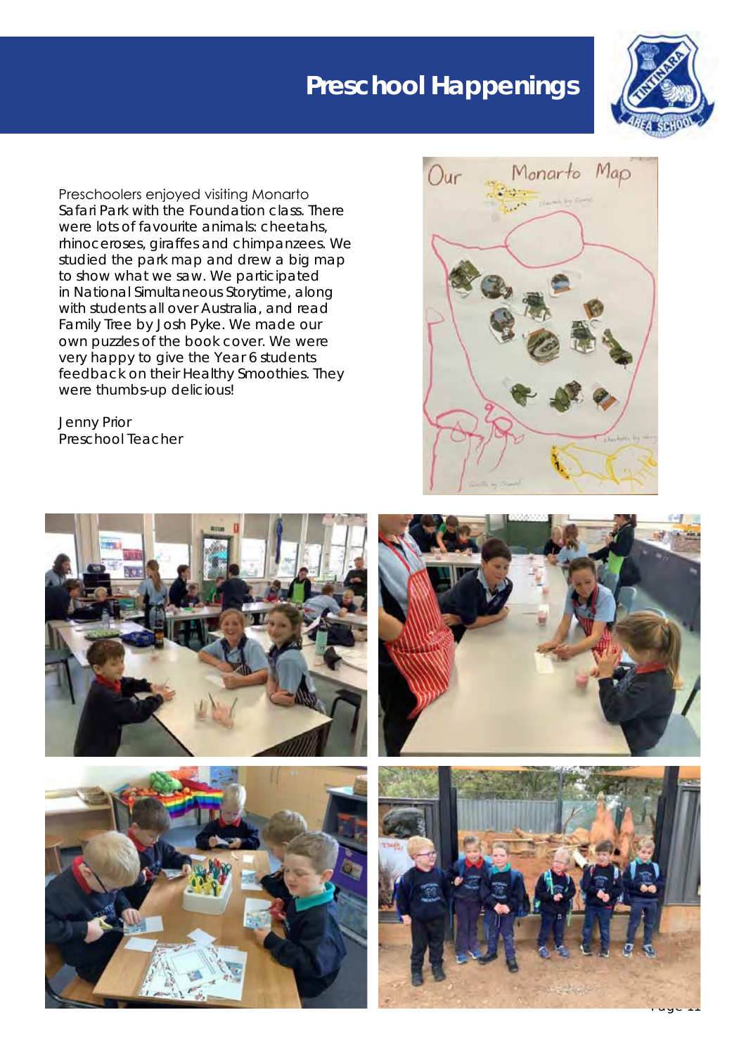# Preschool Happenings

Preschoolers enjoyed visiting Monarto Safari Park with the Foundation class. There were lots of favourite animals: cheetahs, rhinoceroses, giraffes and chimpanzees. We studied the park map and drew a big map to show what we saw. We participated in National Simultaneous Storytime, along with students all over Australia, and read Family Tree by Josh Pyke. We made our own puzzles of the book cover. We were very happy to give the Year 6 students feedback on their Healthy Smoothies. They were thumbs-up delicious!

Jenny Prior
Preschool Teacher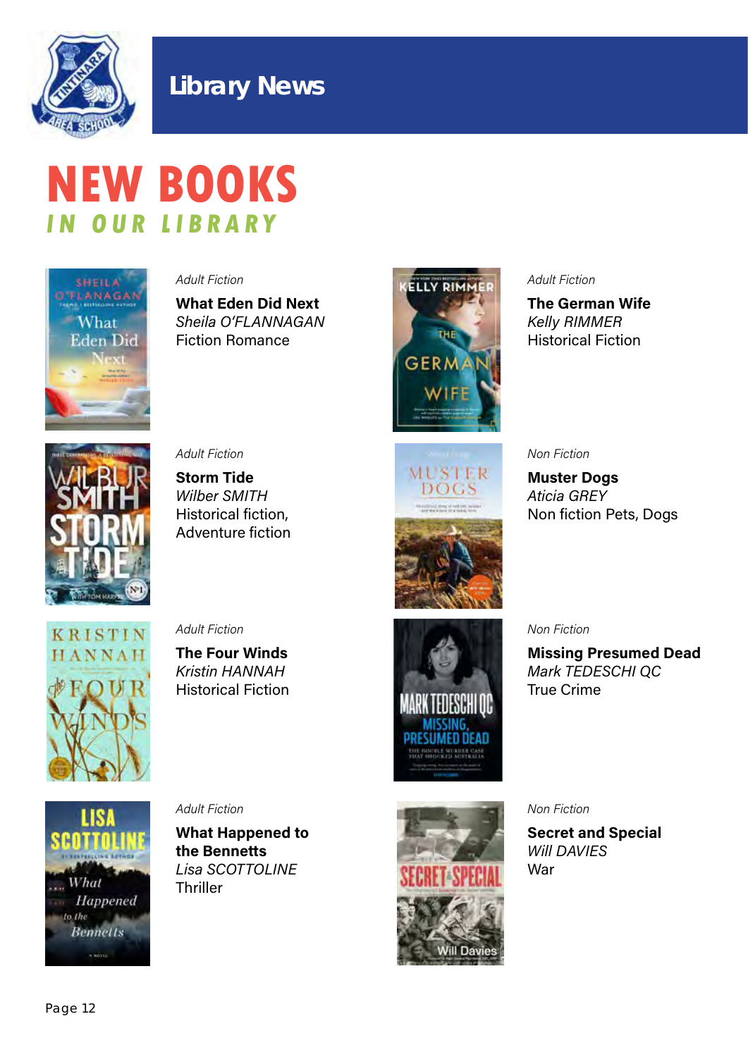# Library News

# NEW BOOKS
## IN OUR LIBRARY

*Adult Fiction*
**What Eden Did Next**
*Sheila O'FLANAGAN*
Fiction Romance

*Adult Fiction*
**The German Wife**
*Kelly RIMMER*
Historical Fiction

*Adult Fiction*
**Storm Tide**
*Wilber SMITH*
Historical fiction, Adventure fiction

*Non Fiction*
**Muster Dogs**
*Aticia GREY*
Non fiction Pets, Dogs

*Adult Fiction*
**The Four Winds**
*Kristin HANNAH*
Historical Fiction

*Non Fiction*
**Missing Presumed Dead**
*Mark TEDESCHI QC*
True Crime

*Adult Fiction*
**What Happened to the Bennetts**
*Lisa SCOTTOLINE*
Thriller

*Non Fiction*
**Secret and Special**
*Will DAVIES*
War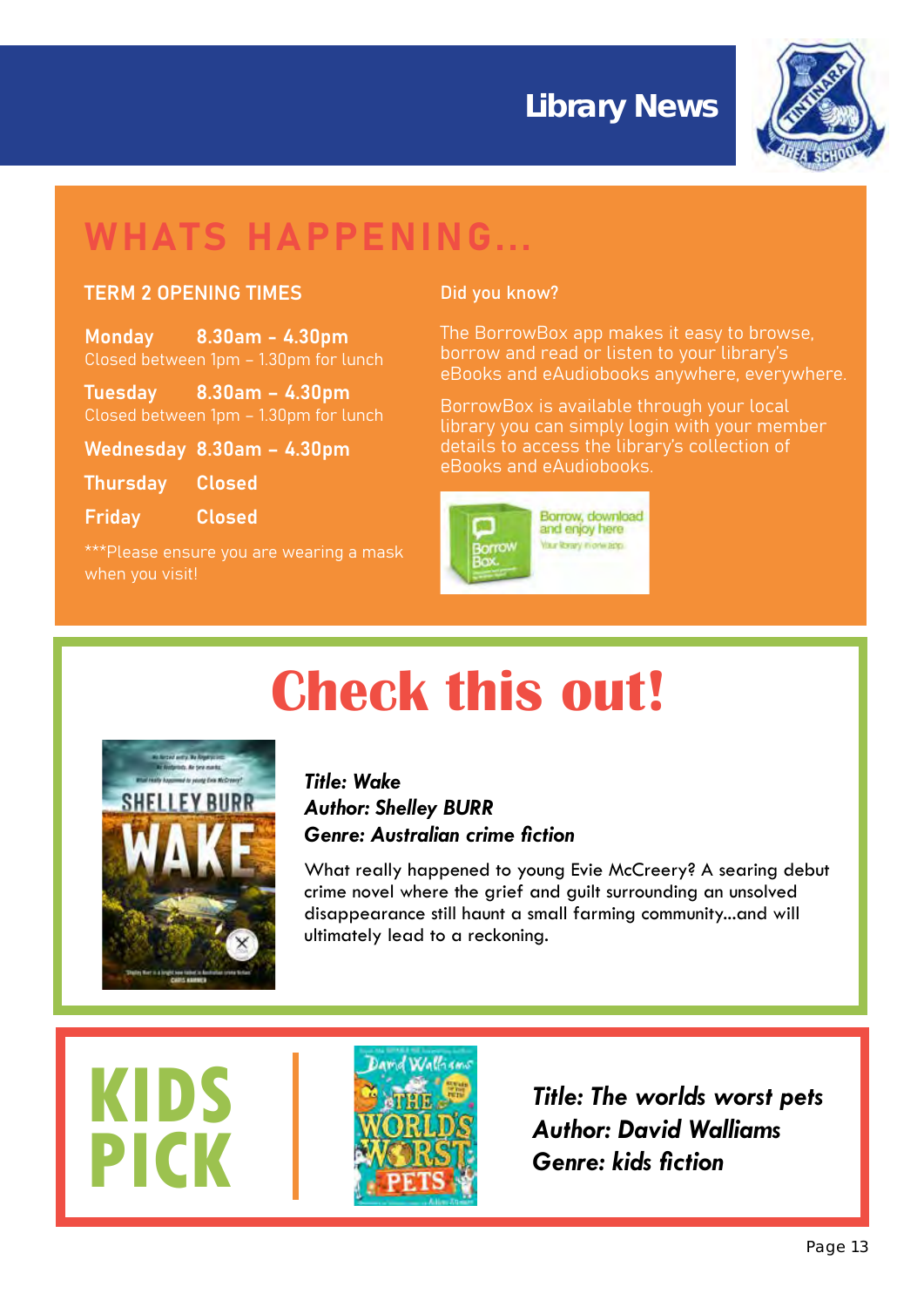# Library News

## WHATS HAPPENING...

### TERM 2 OPENING TIMES

**Monday** 8.30am - 4.30pm
Closed between 1pm – 1.30pm for lunch

**Tuesday** 8.30am – 4.30pm
Closed between 1pm – 1.30pm for lunch

**Wednesday** 8.30am – 4.30pm

**Thursday** Closed

**Friday** Closed

***Please ensure you are wearing a mask when you visit!

### Did you know?

The BorrowBox app makes it easy to browse, borrow and read or listen to your library's eBooks and eAudiobooks anywhere, everywhere.

BorrowBox is available through your local library you can simply login with your member details to access the library's collection of eBooks and eAudiobooks.

## Check this out!

***Title: Wake***
***Author: Shelley BURR***
***Genre: Australian crime fiction***

What really happened to young Evie McCreery? A searing debut crime novel where the grief and guilt surrounding an unsolved disappearance still haunt a small farming community...and will ultimately lead to a reckoning.

## KIDS PICK

***Title: The worlds worst pets***
***Author: David Walliams***
***Genre: kids fiction***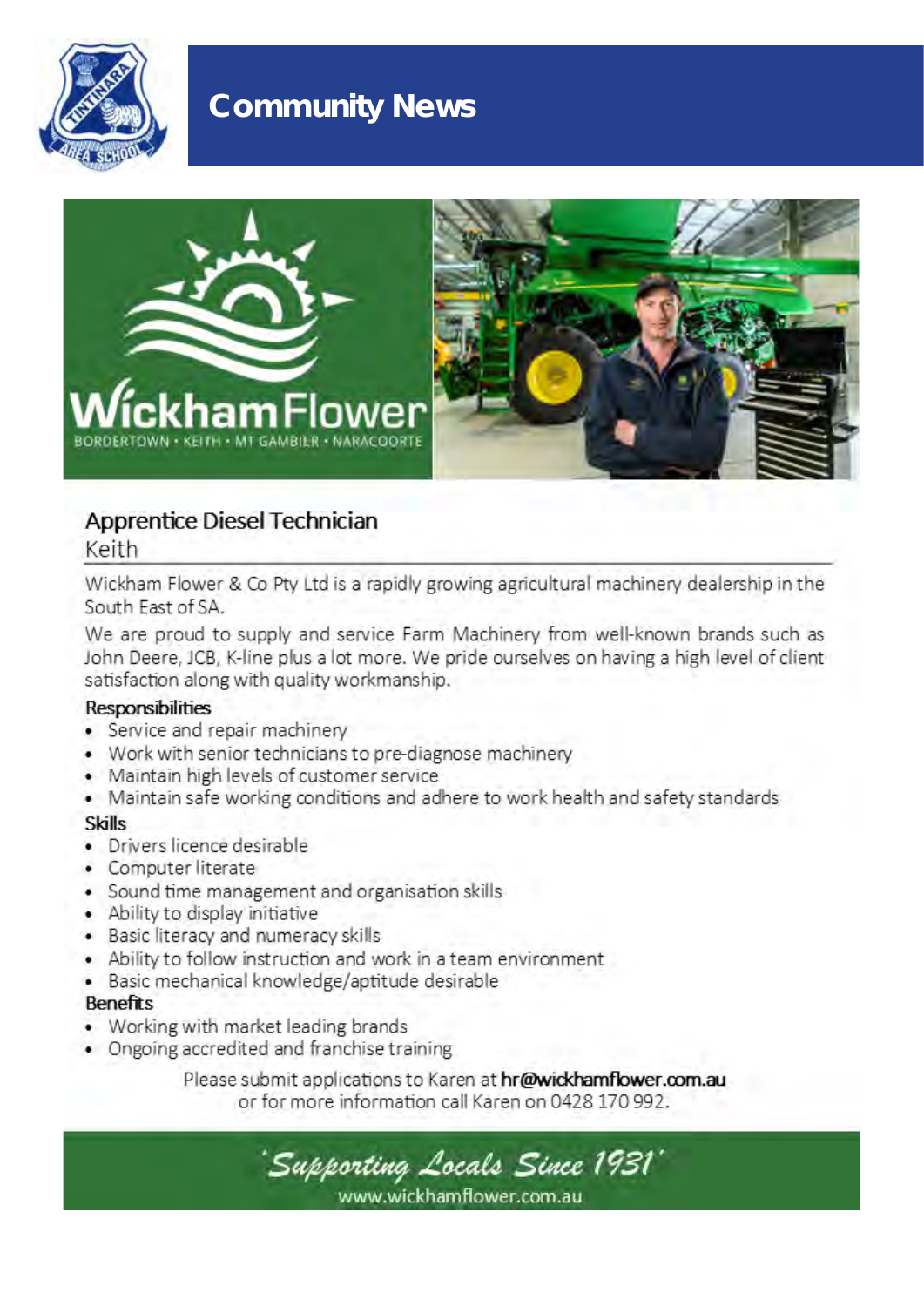# Community News

Wickham Flower

BORDERTOWN • KEITH • MT GAMBIER • NARACOORTE

## Apprentice Diesel Technician

Keith

Wickham Flower & Co Pty Ltd is a rapidly growing agricultural machinery dealership in the South East of SA.

We are proud to supply and service Farm Machinery from well-known brands such as John Deere, JCB, K-line plus a lot more. We pride ourselves on having a high level of client satisfaction along with quality workmanship.

**Responsibilities**

- Service and repair machinery
- Work with senior technicians to pre-diagnose machinery
- Maintain high levels of customer service
- Maintain safe working conditions and adhere to work health and safety standards

**Skills**

- Drivers licence desirable
- Computer literate
- Sound time management and organisation skills
- Ability to display initiative
- Basic literacy and numeracy skills
- Ability to follow instruction and work in a team environment
- Basic mechanical knowledge/aptitude desirable

**Benefits**

- Working with market leading brands
- Ongoing accredited and franchise training

Please submit applications to Karen at **hr@wickhamflower.com.au**
or for more information call Karen on 0428 170 992.

*'Supporting Locals Since 1931'*

www.wickhamflower.com.au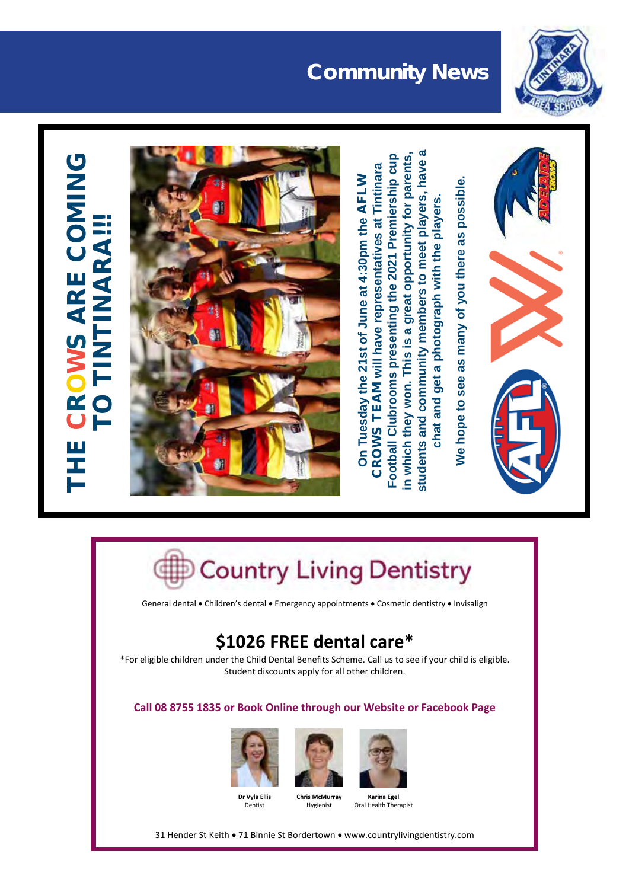# Community News

## THE CROWS ARE COMING TO TINTINARA!!

On Tuesday the 21st of June at 4:30pm the **AFLW CROWS TEAM** will have representatives at Tintinara Football Clubrooms presenting the 2021 Premiership cup in which they won. This is a great opportunity for parents, students and community members to meet players, have a chat and get a photograph with the players.

We hope to see as many of you there as possible.

## Country Living Dentistry

General dental • Children's dental • Emergency appointments • Cosmetic dentistry • Invisalign

### $1026 FREE dental care*

*For eligible children under the Child Dental Benefits Scheme. Call us to see if your child is eligible. Student discounts apply for all other children.

**Call 08 8755 1835 or Book Online through our Website or Facebook Page**

**Dr Vyla Ellis**
Dentist

**Chris McMurray**
Hygienist

**Karina Egel**
Oral Health Therapist

31 Hender St Keith • 71 Binnie St Bordertown • www.countrylivingdentistry.com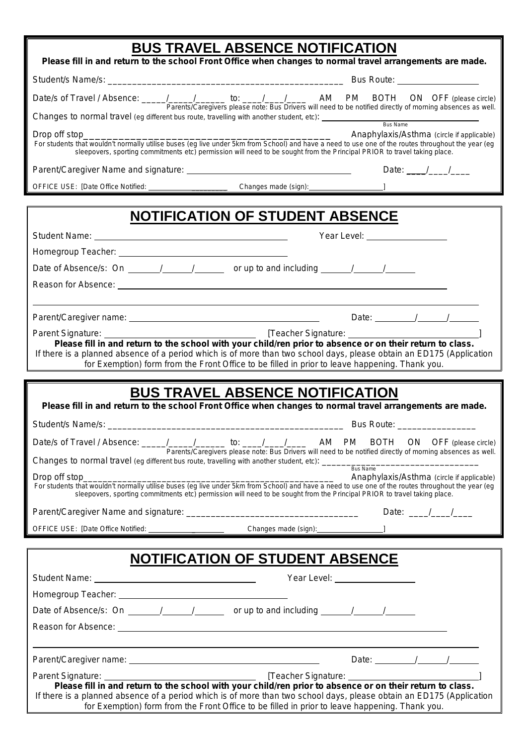## BUS TRAVEL ABSENCE NOTIFICATION

**Please fill in and return to the school Front Office when changes to normal travel arrangements are made.**

Student/s Name/s: _______________________________________________ Bus Route: _________________

Date/s of Travel / Absence: _____/_____/______ to: ____/____/____ AM PM BOTH ON OFF (please circle)

Parents/Caregivers please note: Bus Drivers will need to be notified directly of morning absences as well.

Changes to normal travel (eg different bus route, travelling with another student, etc): ______________________________

Bus Name

Drop off stop_____________________________________________ Anaphylaxis/Asthma (circle if applicable)

For students that wouldn't normally utilise buses (eg live under 5km from School) and have a need to use one of the routes throughout the year (eg sleepovers, sporting commitments etc) permission will need to be sought from the Principal PRIOR to travel taking place.

Parent/Caregiver Name and signature: ___________________________________ Date: ____/____/____

OFFICE USE: [Date Office Notified: ____________________ Changes made (sign):____________________]

## NOTIFICATION OF STUDENT ABSENCE

Student Name: ________________________________________ Year Level: __________________

Homegroup Teacher: ____________________________________

Date of Absence/s: On _______/______/_______ or up to and including ______/______/______

Reason for Absence: ________________________________________________________________

______________________________________________________________________________

Parent/Caregiver name: ____________________________________ Date: _________/______/______

Parent Signature: ______________________________ [Teacher Signature: ____________________________]

**Please fill in and return to the school with your child/ren prior to absence or on their return to class.**

If there is a planned absence of a period which is of more than two school days, please obtain an ED175 (Application for Exemption) form from the Front Office to be filled in prior to leave happening. Thank you.

## BUS TRAVEL ABSENCE NOTIFICATION

**Please fill in and return to the school Front Office when changes to normal travel arrangements are made.**

Student/s Name/s: _______________________________________________ Bus Route: ________________

Date/s of Travel / Absence: _____/_____/______ to: ____/____/____ AM PM BOTH ON OFF (please circle)

Parents/Caregivers please note: Bus Drivers will need to be notified directly of morning absences as well.

Changes to normal travel (eg different bus route, travelling with another student, etc): ______________________________

Bus Name

Drop off stop_____________________________________________ Anaphylaxis/Asthma (circle if applicable)

For students that wouldn't normally utilise buses (eg live under 5km from School) and have a need to use one of the routes throughout the year (eg sleepovers, sporting commitments etc) permission will need to be sought from the Principal PRIOR to travel taking place.

Parent/Caregiver Name and signature: ___________________________________ Date: ____/____/____

OFFICE USE: [Date Office Notified: ____________________ Changes made (sign):____________________]

## NOTIFICATION OF STUDENT ABSENCE

Student Name: __________________________________ Year Level: __________________

Homegroup Teacher: ____________________________________

Date of Absence/s: On _______/______/_______ or up to and including ______/______/______

Reason for Absence: ________________________________________________________________

______________________________________________________________________________

Parent/Caregiver name: ____________________________________ Date: _________/______/______

Parent Signature: ______________________________ [Teacher Signature: ____________________________]

**Please fill in and return to the school with your child/ren prior to absence or on their return to class.**

If there is a planned absence of a period which is of more than two school days, please obtain an ED175 (Application for Exemption) form from the Front Office to be filled in prior to leave happening. Thank you.